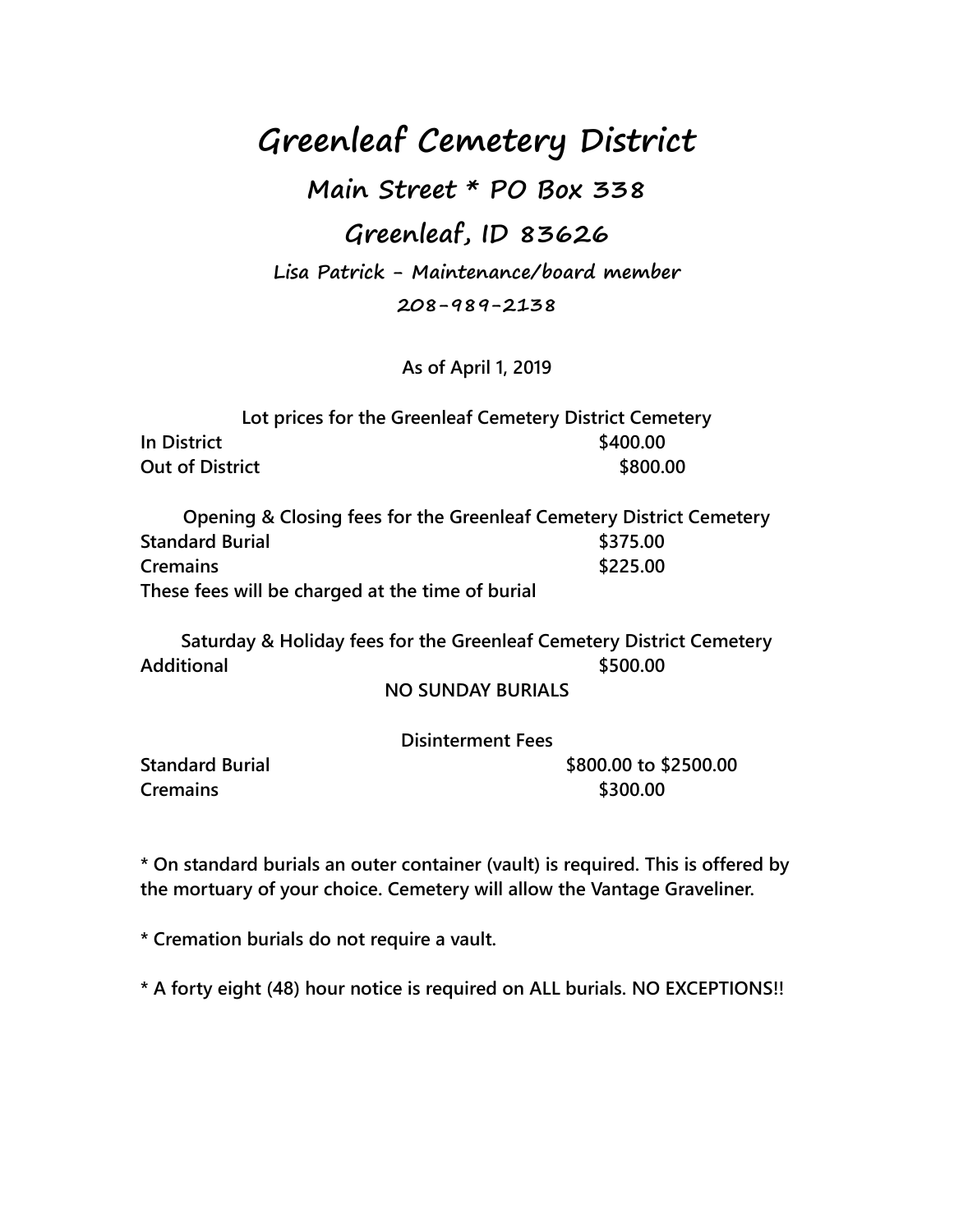# Greenleaf Cemetery District

## Main Street * PO Box 338

## Greenleaf, ID 83626

**Lisa Patrick - Maintenance/board member**

**208-989-2138**

**As of April 1, 2019**

| Lot prices for the Greenleaf Cemetery District Cemetery | |
|---|---|
| **In District** | **$400.00** |
| **Out of District** | **$800.00** |

| Opening & Closing fees for the Greenleaf Cemetery District Cemetery | |
|---|---|
| **Standard Burial** | **$375.00** |
| **Cremains** | **$225.00** |

**These fees will be charged at the time of burial**

| Saturday & Holiday fees for the Greenleaf Cemetery District Cemetery | |
|---|---|
| **Additional** | **$500.00** |

**NO SUNDAY BURIALS**

| Disinterment Fees | |
|---|---|
| **Standard Burial** | **$800.00 to $2500.00** |
| **Cremains** | **$300.00** |

**\* On standard burials an outer container (vault) is required. This is offered by the mortuary of your choice. Cemetery will allow the Vantage Graveliner.**

**\* Cremation burials do not require a vault.**

**\* A forty eight (48) hour notice is required on ALL burials. NO EXCEPTIONS!!**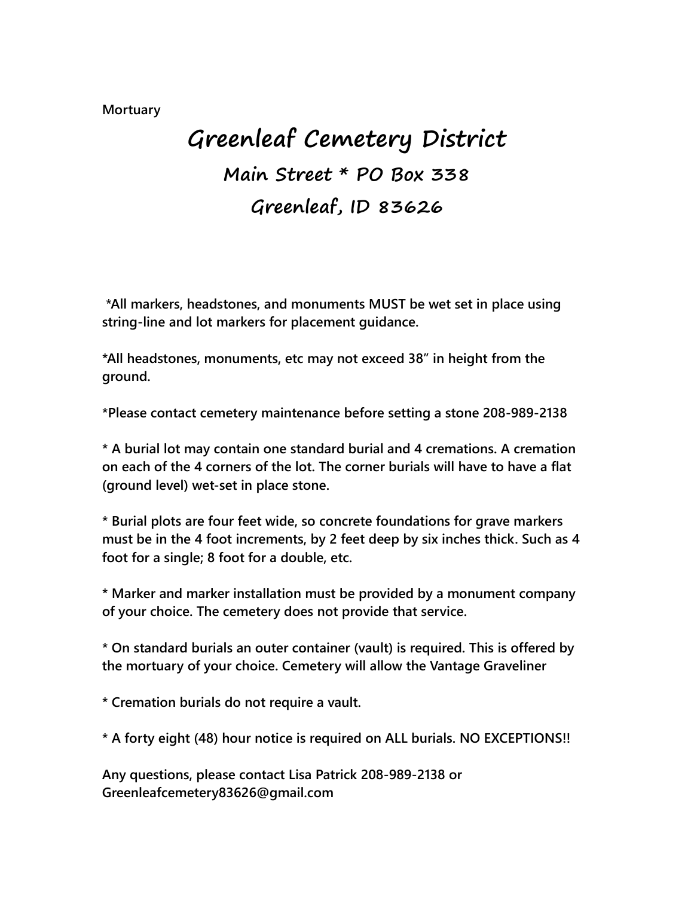**Mortuary**

# Greenleaf Cemetery District

## Main Street * PO Box 338

## Greenleaf, ID 83626

**\*All markers, headstones, and monuments MUST be wet set in place using string-line and lot markers for placement guidance.**

**\*All headstones, monuments, etc may not exceed 38" in height from the ground.**

**\*Please contact cemetery maintenance before setting a stone 208-989-2138**

**\* A burial lot may contain one standard burial and 4 cremations. A cremation on each of the 4 corners of the lot. The corner burials will have to have a flat (ground level) wet-set in place stone.**

**\* Burial plots are four feet wide, so concrete foundations for grave markers must be in the 4 foot increments, by 2 feet deep by six inches thick. Such as 4 foot for a single; 8 foot for a double, etc.**

**\* Marker and marker installation must be provided by a monument company of your choice. The cemetery does not provide that service.**

**\* On standard burials an outer container (vault) is required. This is offered by the mortuary of your choice. Cemetery will allow the Vantage Graveliner**

**\* Cremation burials do not require a vault.**

**\* A forty eight (48) hour notice is required on ALL burials. NO EXCEPTIONS!!**

**Any questions, please contact Lisa Patrick 208-989-2138 or Greenleafcemetery83626@gmail.com**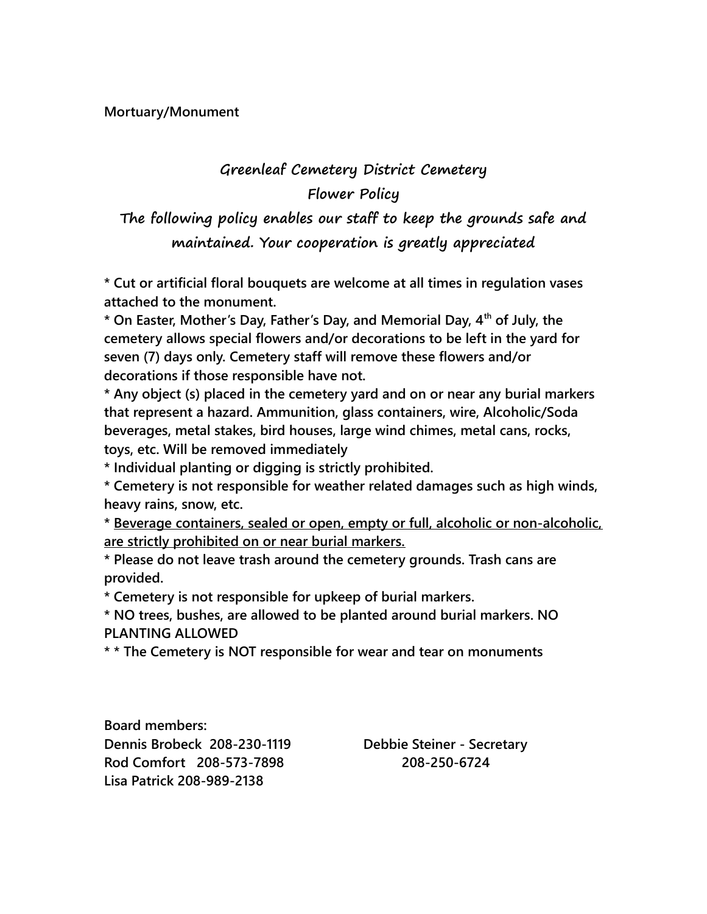**Mortuary/Monument**

## *Greenleaf Cemetery District Cemetery*
## *Flower Policy*
### *The following policy enables our staff to keep the grounds safe and maintained. Your cooperation is greatly appreciated*

**\* Cut or artificial floral bouquets are welcome at all times in regulation vases attached to the monument.**
**\* On Easter, Mother's Day, Father's Day, and Memorial Day, 4th of July, the cemetery allows special flowers and/or decorations to be left in the yard for seven (7) days only. Cemetery staff will remove these flowers and/or decorations if those responsible have not.**
**\* Any object (s) placed in the cemetery yard and on or near any burial markers that represent a hazard. Ammunition, glass containers, wire, Alcoholic/Soda beverages, metal stakes, bird houses, large wind chimes, metal cans, rocks, toys, etc. Will be removed immediately**
**\* Individual planting or digging is strictly prohibited.**
**\* Cemetery is not responsible for weather related damages such as high winds, heavy rains, snow, etc.**
**\* <u>Beverage containers, sealed or open, empty or full, alcoholic or non-alcoholic, are strictly prohibited on or near burial markers.</u>**
**\* Please do not leave trash around the cemetery grounds. Trash cans are provided.**
**\* Cemetery is not responsible for upkeep of burial markers.**
**\* NO trees, bushes, are allowed to be planted around burial markers. NO PLANTING ALLOWED**
**\* \* The Cemetery is NOT responsible for wear and tear on monuments**

**Board members:**
**Dennis Brobeck 208-230-1119**
**Rod Comfort 208-573-7898**
**Lisa Patrick 208-989-2138**

**Debbie Steiner - Secretary**
**208-250-6724**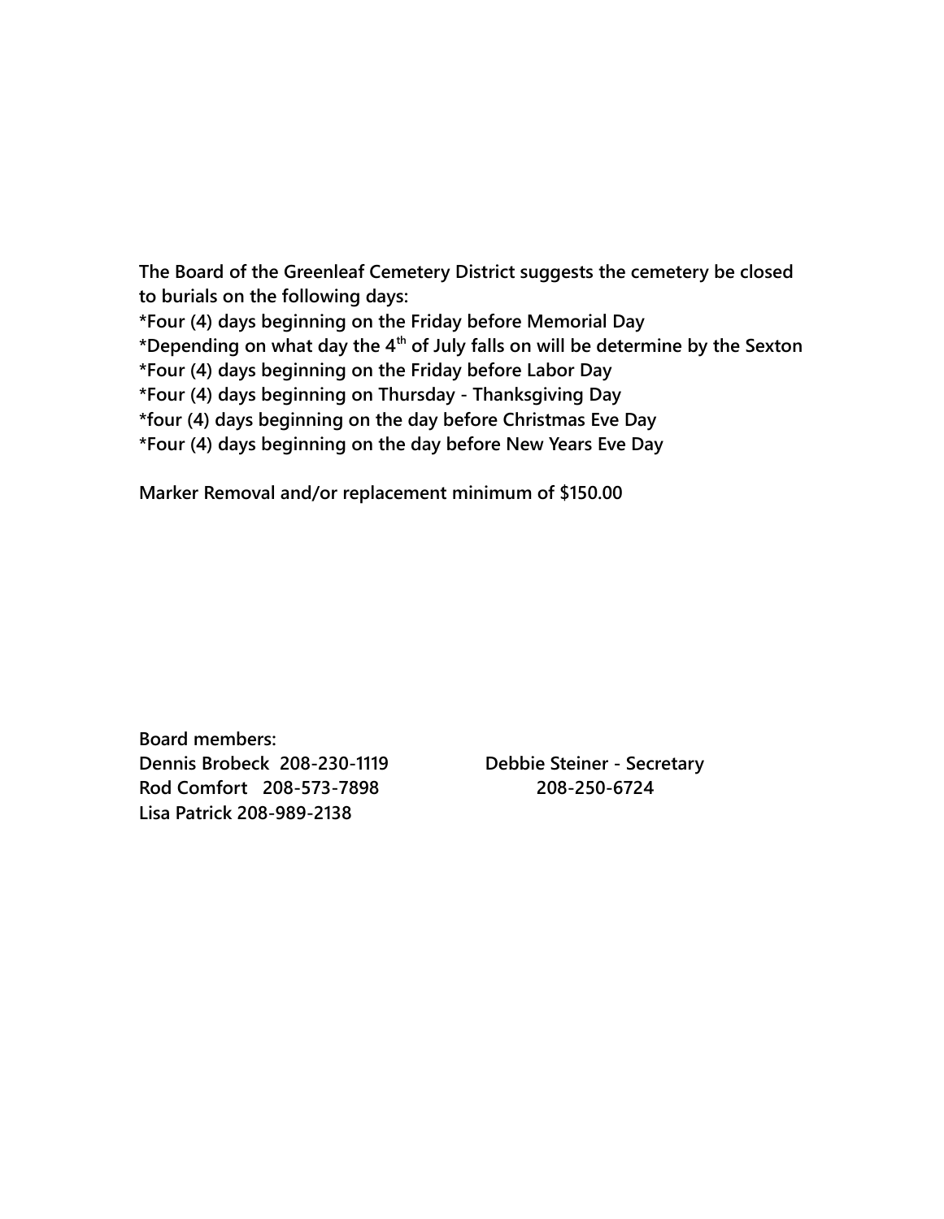**The Board of the Greenleaf Cemetery District suggests the cemetery be closed to burials on the following days:**

**\*Four (4) days beginning on the Friday before Memorial Day**

**\*Depending on what day the 4th of July falls on will be determine by the Sexton**

**\*Four (4) days beginning on the Friday before Labor Day**

**\*Four (4) days beginning on Thursday - Thanksgiving Day**

**\*four (4) days beginning on the day before Christmas Eve Day**

**\*Four (4) days beginning on the day before New Years Eve Day**

**Marker Removal and/or replacement minimum of $150.00**

**Board members:**

**Dennis Brobeck 208-230-1119**

**Rod Comfort 208-573-7898**

**Lisa Patrick 208-989-2138**

**Debbie Steiner - Secretary**

**208-250-6724**